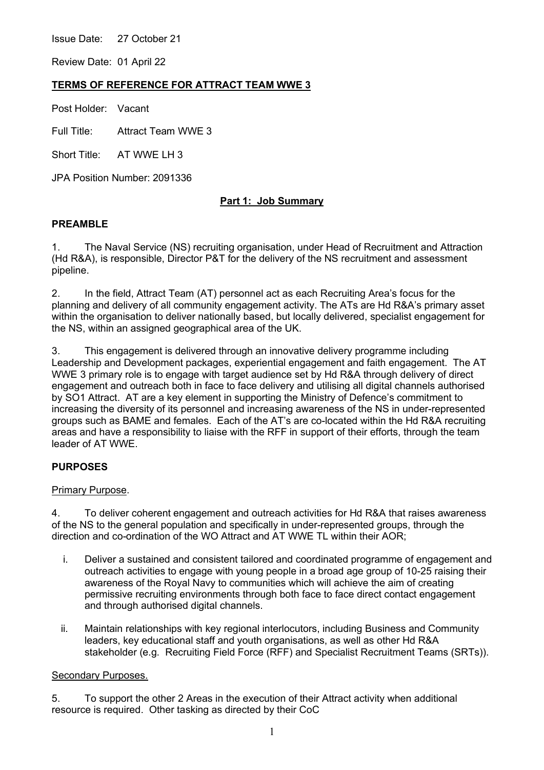Issue Date: 27 October 21

Review Date: 01 April 22

**TERMS OF REFERENCE FOR ATTRACT TEAM WWE 3**

Post Holder: Vacant

Full Title: Attract Team WWE 3

Short Title: AT WWE LH 3

JPA Position Number: 2091336

## Part 1: Job Summary

### PREAMBLE

1. The Naval Service (NS) recruiting organisation, under Head of Recruitment and Attraction (Hd R&A), is responsible, Director P&T for the delivery of the NS recruitment and assessment pipeline.

2. In the field, Attract Team (AT) personnel act as each Recruiting Area's focus for the planning and delivery of all community engagement activity. The ATs are Hd R&A's primary asset within the organisation to deliver nationally based, but locally delivered, specialist engagement for the NS, within an assigned geographical area of the UK.

3. This engagement is delivered through an innovative delivery programme including Leadership and Development packages, experiential engagement and faith engagement. The AT WWE 3 primary role is to engage with target audience set by Hd R&A through delivery of direct engagement and outreach both in face to face delivery and utilising all digital channels authorised by SO1 Attract. AT are a key element in supporting the Ministry of Defence's commitment to increasing the diversity of its personnel and increasing awareness of the NS in under-represented groups such as BAME and females. Each of the AT's are co-located within the Hd R&A recruiting areas and have a responsibility to liaise with the RFF in support of their efforts, through the team leader of AT WWE.

### PURPOSES

Primary Purpose.

4. To deliver coherent engagement and outreach activities for Hd R&A that raises awareness of the NS to the general population and specifically in under-represented groups, through the direction and co-ordination of the WO Attract and AT WWE TL within their AOR;

   i. Deliver a sustained and consistent tailored and coordinated programme of engagement and outreach activities to engage with young people in a broad age group of 10-25 raising their awareness of the Royal Navy to communities which will achieve the aim of creating permissive recruiting environments through both face to face direct contact engagement and through authorised digital channels.

   ii. Maintain relationships with key regional interlocutors, including Business and Community leaders, key educational staff and youth organisations, as well as other Hd R&A stakeholder (e.g. Recruiting Field Force (RFF) and Specialist Recruitment Teams (SRTs)).

Secondary Purposes.

5. To support the other 2 Areas in the execution of their Attract activity when additional resource is required. Other tasking as directed by their CoC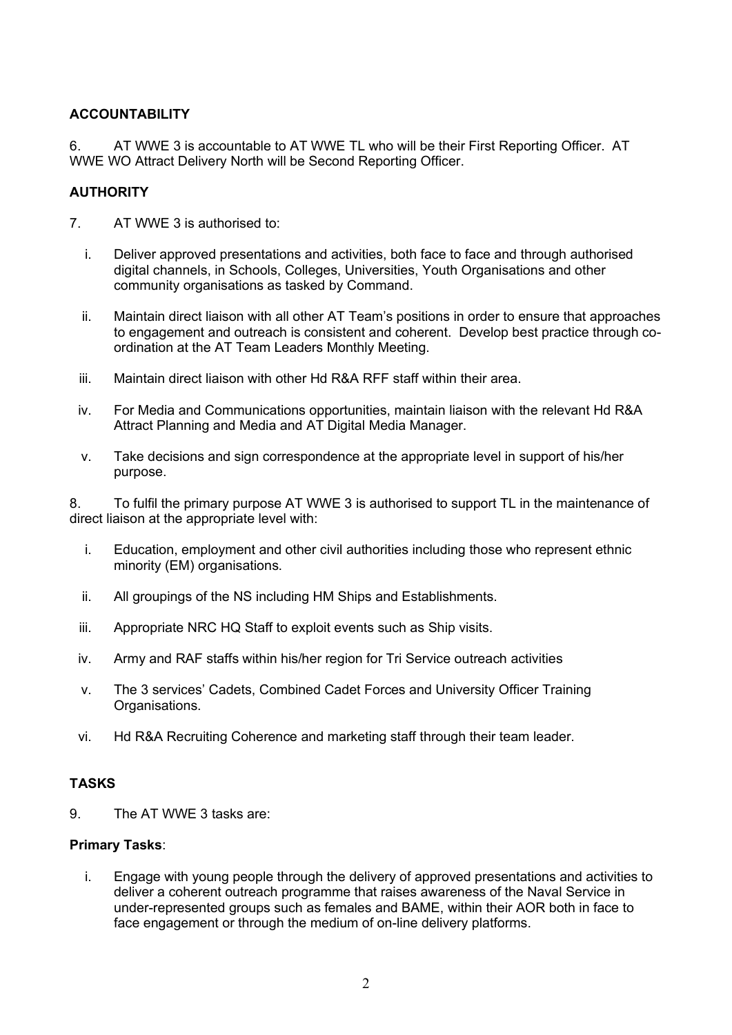## ACCOUNTABILITY

6. AT WWE 3 is accountable to AT WWE TL who will be their First Reporting Officer. AT WWE WO Attract Delivery North will be Second Reporting Officer.

## AUTHORITY

7. AT WWE 3 is authorised to:

i. Deliver approved presentations and activities, both face to face and through authorised digital channels, in Schools, Colleges, Universities, Youth Organisations and other community organisations as tasked by Command.

ii. Maintain direct liaison with all other AT Team's positions in order to ensure that approaches to engagement and outreach is consistent and coherent. Develop best practice through co-ordination at the AT Team Leaders Monthly Meeting.

iii. Maintain direct liaison with other Hd R&A RFF staff within their area.

iv. For Media and Communications opportunities, maintain liaison with the relevant Hd R&A Attract Planning and Media and AT Digital Media Manager.

v. Take decisions and sign correspondence at the appropriate level in support of his/her purpose.

8. To fulfil the primary purpose AT WWE 3 is authorised to support TL in the maintenance of direct liaison at the appropriate level with:

i. Education, employment and other civil authorities including those who represent ethnic minority (EM) organisations.

ii. All groupings of the NS including HM Ships and Establishments.

iii. Appropriate NRC HQ Staff to exploit events such as Ship visits.

iv. Army and RAF staffs within his/her region for Tri Service outreach activities

v. The 3 services' Cadets, Combined Cadet Forces and University Officer Training Organisations.

vi. Hd R&A Recruiting Coherence and marketing staff through their team leader.

## TASKS

9. The AT WWE 3 tasks are:

**Primary Tasks**:

i. Engage with young people through the delivery of approved presentations and activities to deliver a coherent outreach programme that raises awareness of the Naval Service in under-represented groups such as females and BAME, within their AOR both in face to face engagement or through the medium of on-line delivery platforms.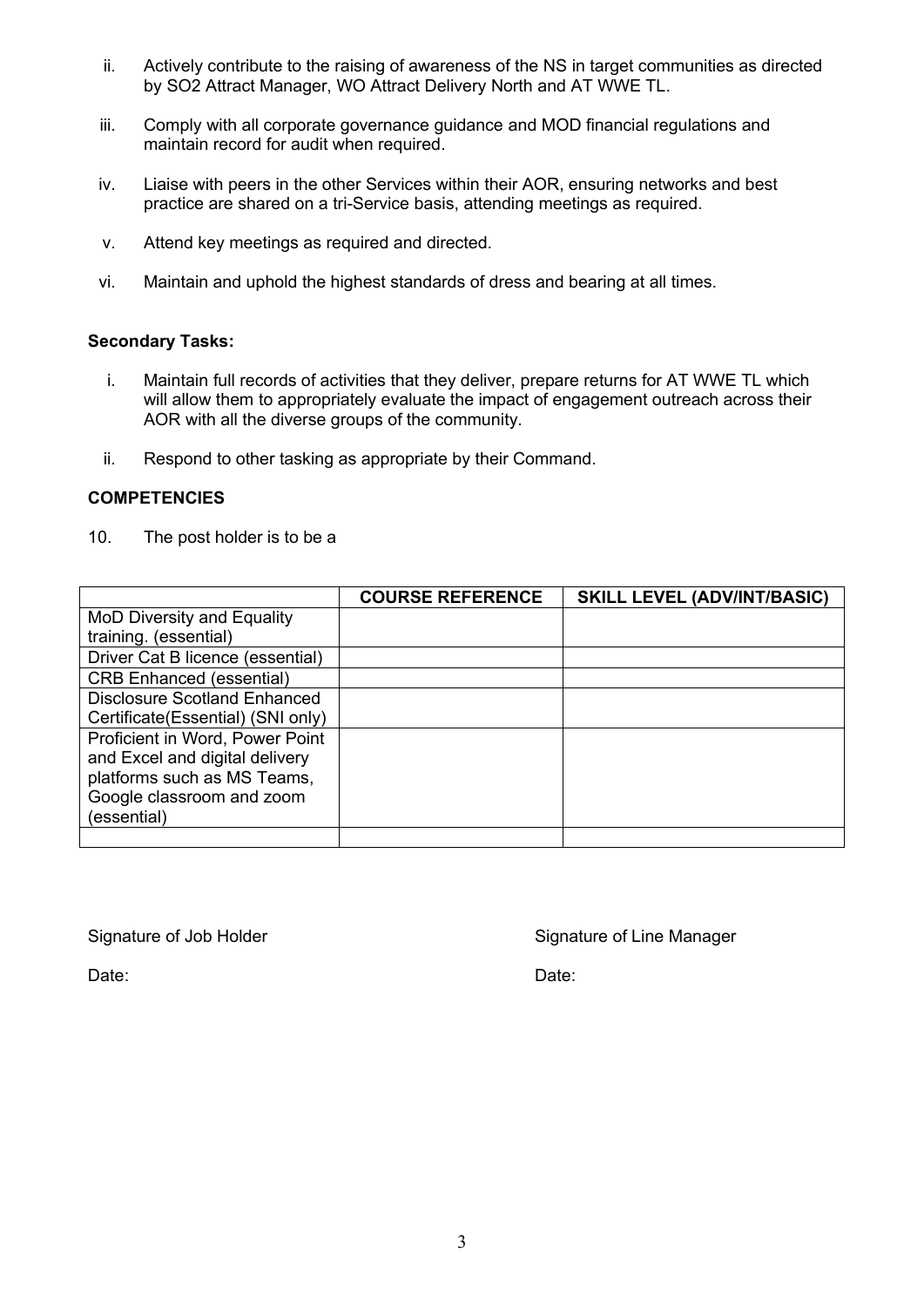ii. Actively contribute to the raising of awareness of the NS in target communities as directed by SO2 Attract Manager, WO Attract Delivery North and AT WWE TL.

iii. Comply with all corporate governance guidance and MOD financial regulations and maintain record for audit when required.

iv. Liaise with peers in the other Services within their AOR, ensuring networks and best practice are shared on a tri-Service basis, attending meetings as required.

v. Attend key meetings as required and directed.

vi. Maintain and uphold the highest standards of dress and bearing at all times.

**Secondary Tasks:**

i. Maintain full records of activities that they deliver, prepare returns for AT WWE TL which will allow them to appropriately evaluate the impact of engagement outreach across their AOR with all the diverse groups of the community.

ii. Respond to other tasking as appropriate by their Command.

**COMPETENCIES**

10. The post holder is to be a

| | **COURSE REFERENCE** | **SKILL LEVEL (ADV/INT/BASIC)** |
|---|---|---|
| MoD Diversity and Equality training. (essential) | | |
| Driver Cat B licence (essential) | | |
| CRB Enhanced (essential) | | |
| Disclosure Scotland Enhanced Certificate(Essential) (SNI only) | | |
| Proficient in Word, Power Point and Excel and digital delivery platforms such as MS Teams, Google classroom and zoom (essential) | | |
| | | |

Signature of Job Holder

Date:

Signature of Line Manager

Date: